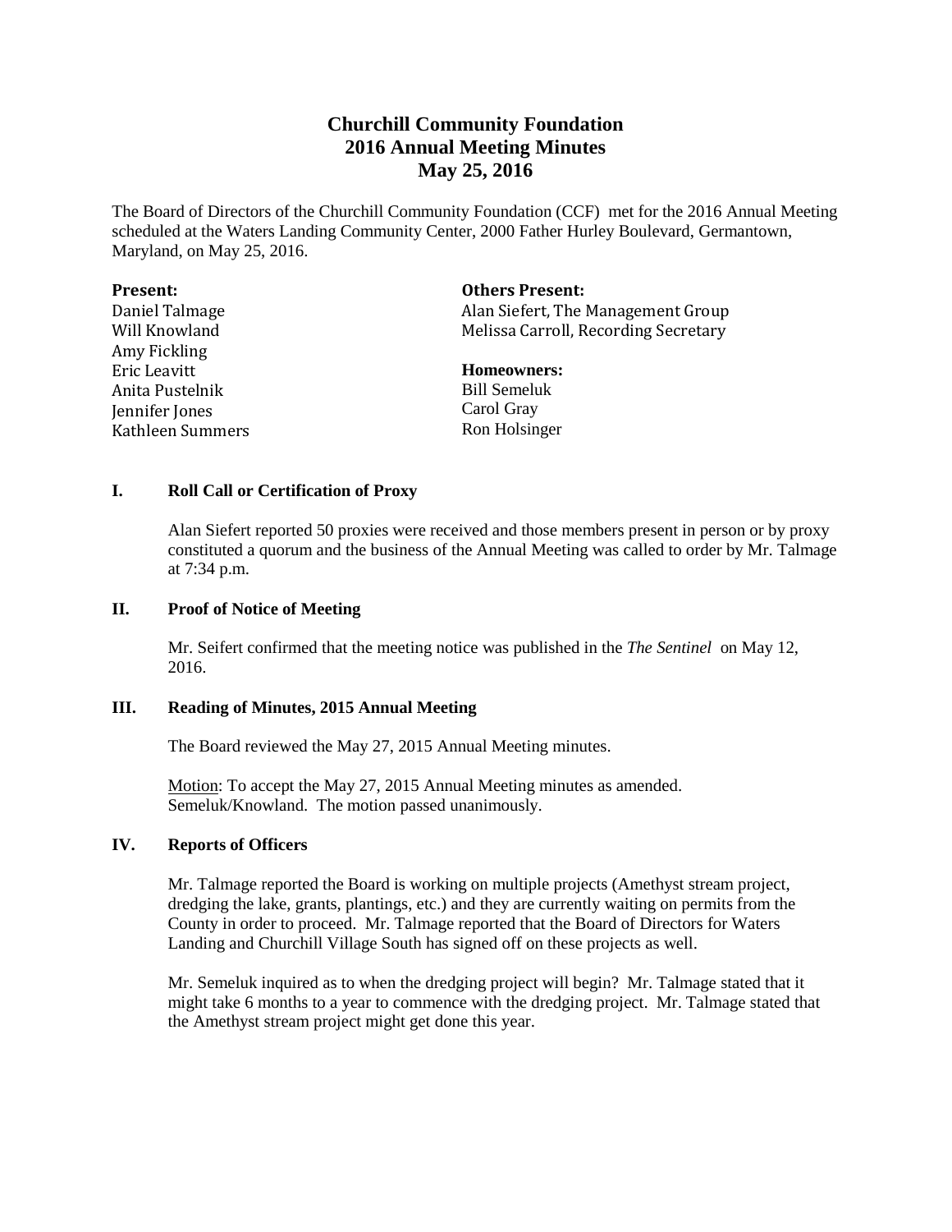# Churchill Community Foundation
# 2016 Annual Meeting Minutes
# May 25, 2016

The Board of Directors of the Churchill Community Foundation (CCF) met for the 2016 Annual Meeting scheduled at the Waters Landing Community Center, 2000 Father Hurley Boulevard, Germantown, Maryland, on May 25, 2016.

**Present:**
Daniel Talmage
Will Knowland
Amy Fickling
Eric Leavitt
Anita Pustelnik
Jennifer Jones
Kathleen Summers

**Others Present:**
Alan Siefert, The Management Group
Melissa Carroll, Recording Secretary

**Homeowners:**
Bill Semeluk
Carol Gray
Ron Holsinger

## I. Roll Call or Certification of Proxy

Alan Siefert reported 50 proxies were received and those members present in person or by proxy constituted a quorum and the business of the Annual Meeting was called to order by Mr. Talmage at 7:34 p.m.

## II. Proof of Notice of Meeting

Mr. Seifert confirmed that the meeting notice was published in the *The Sentinel* on May 12, 2016.

## III. Reading of Minutes, 2015 Annual Meeting

The Board reviewed the May 27, 2015 Annual Meeting minutes.

Motion: To accept the May 27, 2015 Annual Meeting minutes as amended. Semeluk/Knowland. The motion passed unanimously.

## IV. Reports of Officers

Mr. Talmage reported the Board is working on multiple projects (Amethyst stream project, dredging the lake, grants, plantings, etc.) and they are currently waiting on permits from the County in order to proceed. Mr. Talmage reported that the Board of Directors for Waters Landing and Churchill Village South has signed off on these projects as well.

Mr. Semeluk inquired as to when the dredging project will begin? Mr. Talmage stated that it might take 6 months to a year to commence with the dredging project. Mr. Talmage stated that the Amethyst stream project might get done this year.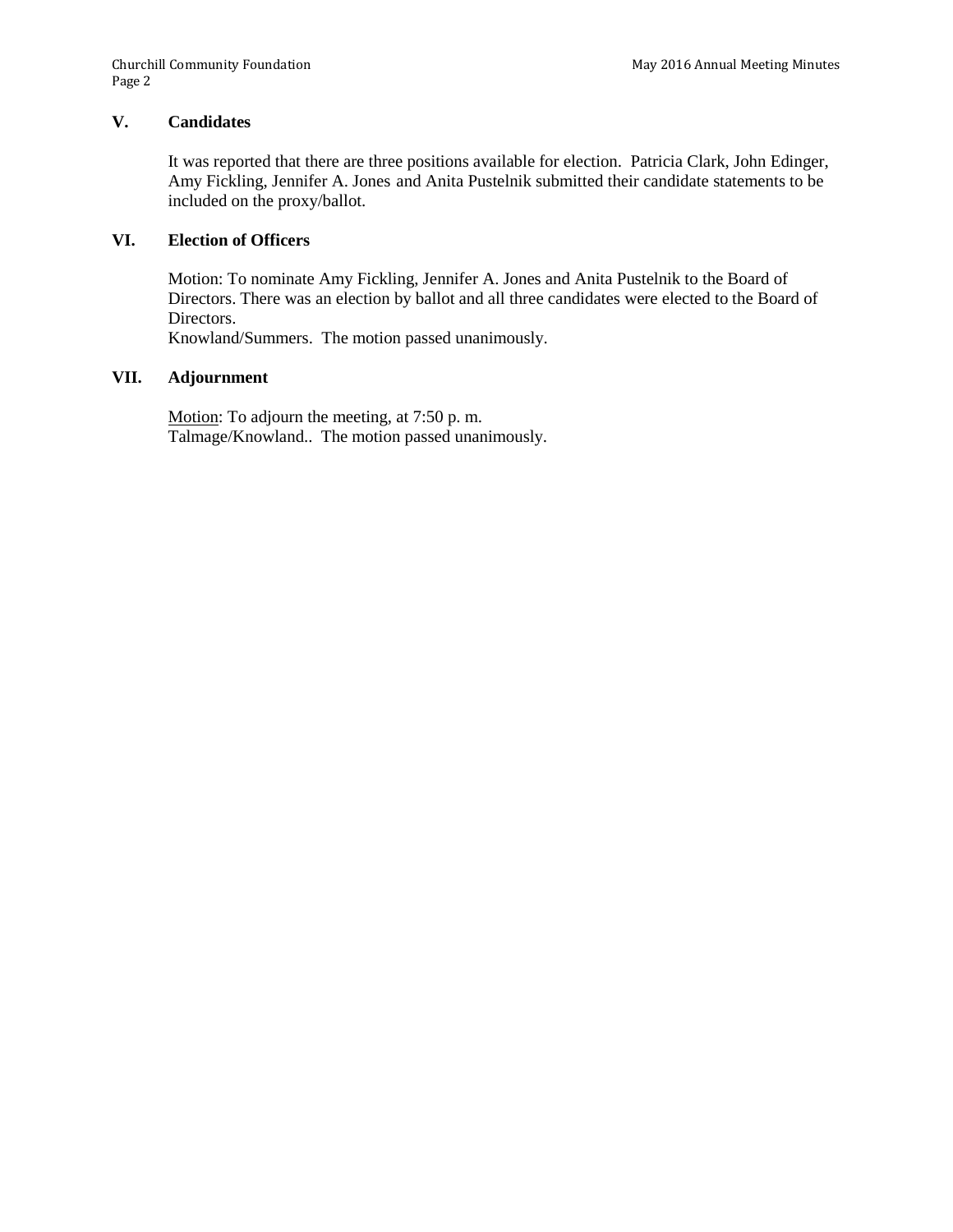## V. Candidates

It was reported that there are three positions available for election. Patricia Clark, John Edinger, Amy Fickling, Jennifer A. Jones and Anita Pustelnik submitted their candidate statements to be included on the proxy/ballot.

## VI. Election of Officers

Motion: To nominate Amy Fickling, Jennifer A. Jones and Anita Pustelnik to the Board of Directors. There was an election by ballot and all three candidates were elected to the Board of Directors.
Knowland/Summers. The motion passed unanimously.

## VII. Adjournment

Motion: To adjourn the meeting, at 7:50 p. m.
Talmage/Knowland.. The motion passed unanimously.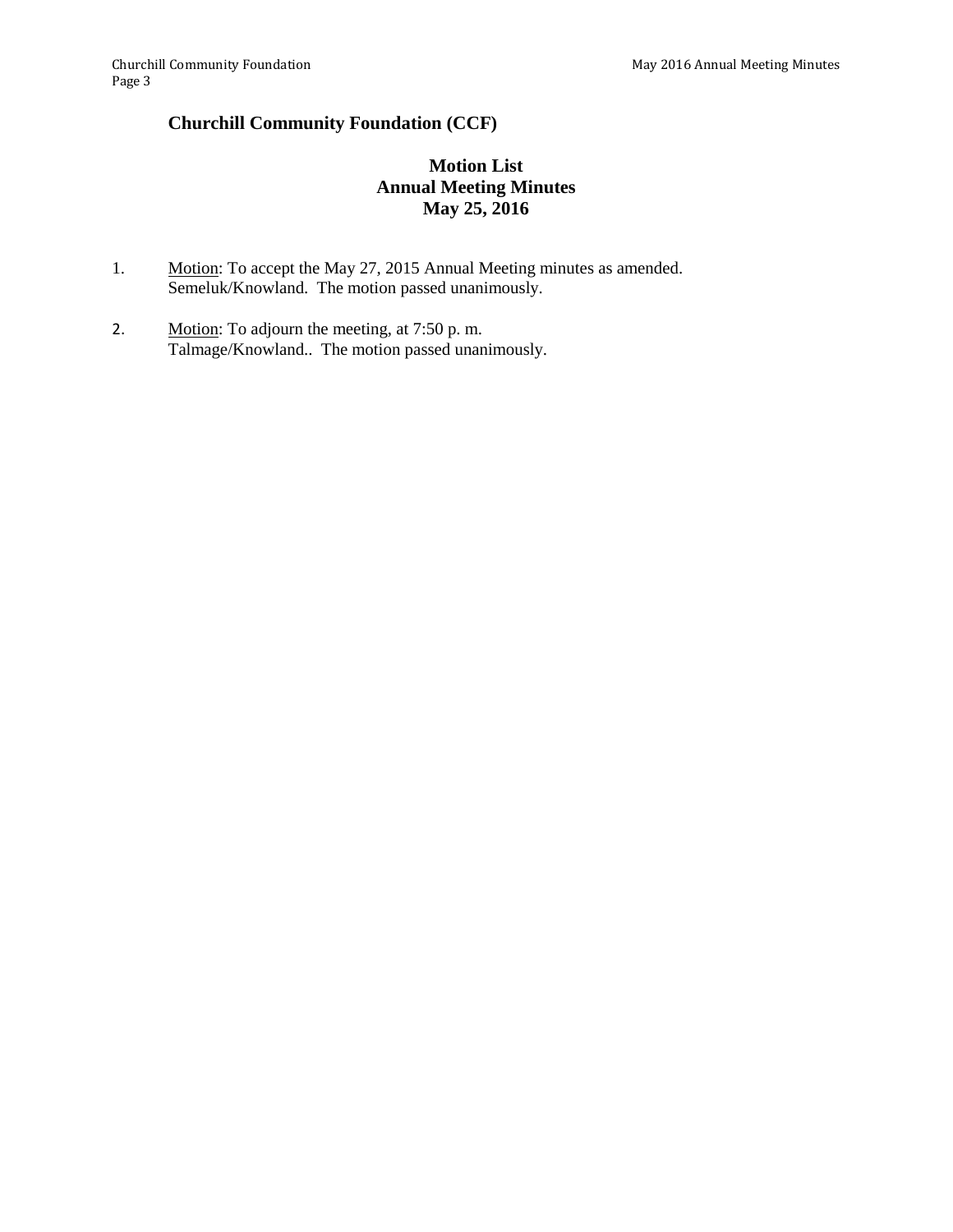**Churchill Community Foundation (CCF)**

**Motion List**
**Annual Meeting Minutes**
**May 25, 2016**

1. Motion: To accept the May 27, 2015 Annual Meeting minutes as amended.
   Semeluk/Knowland. The motion passed unanimously.

2. Motion: To adjourn the meeting, at 7:50 p. m.
   Talmage/Knowland.. The motion passed unanimously.